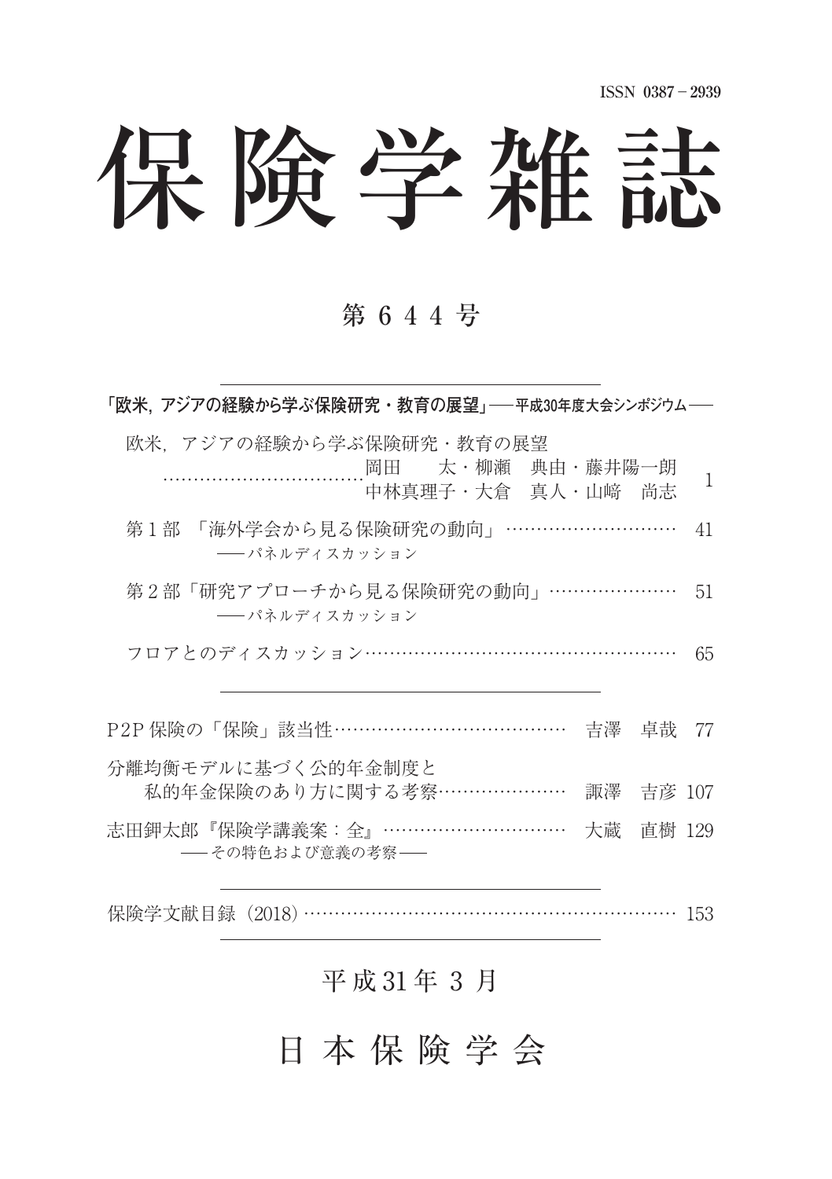ISSN 0387－2939

# 保険学雑誌

## 第６４４号

**「欧米，アジアの経験から学ぶ保険研究・教育の展望」──平成30年度大会シンポジウム──**

欧米，アジアの経験から学ぶ保険研究・教育の展望
……………………………岡田　太・柳瀬　典由・藤井陽一朗　中林真理子・大倉　真人・山﨑　尚志　1

第１部　「海外学会から見る保険研究の動向」………………………… 41
──パネルディスカッション

第２部「研究アプローチから見る保険研究の動向」………………… 51
──パネルディスカッション

フロアとのディスカッション…………………………………………… 65

---

P2P保険の「保険」該当性………………………………… 吉澤　卓哉　77

分離均衡モデルに基づく公的年金制度と
私的年金保険のあり方に関する考察………………… 諏澤　吉彦　107

志田鉀太郎『保険学講義案：全』………………………… 大蔵　直樹　129
──その特色および意義の考察──

---

保険学文献目録（2018）……………………………………………………… 153

---

平成31年３月

日本保険学会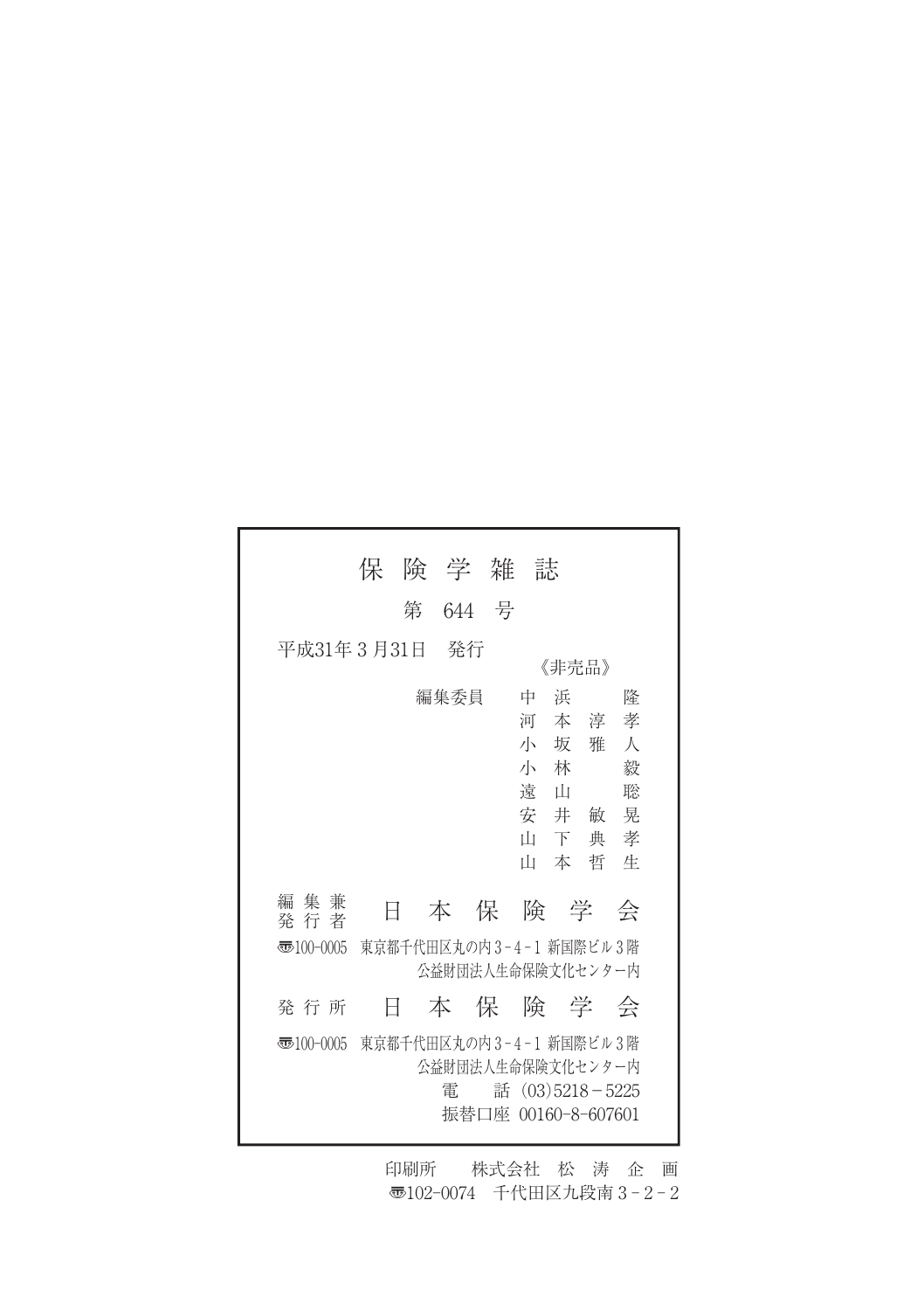# 保険学雑誌

第 644 号

平成31年３月31日　発行

《非売品》

編集委員　中浜　隆
河本淳孝
小坂雅人
小林　毅
遠山　聡
安井敏晃
山下典孝
山本哲生

編集兼発行者　日本保険学会

〒100-0005　東京都千代田区丸の内３-４-１ 新国際ビル３階
公益財団法人生命保険文化センター内

発行所　日本保険学会

〒100-0005　東京都千代田区丸の内３-４-１ 新国際ビル３階
公益財団法人生命保険文化センター内
電　話 (03)5218－5225
振替口座 00160-8-607601

印刷所　株式会社 松涛企画
〒102-0074　千代田区九段南３-２-２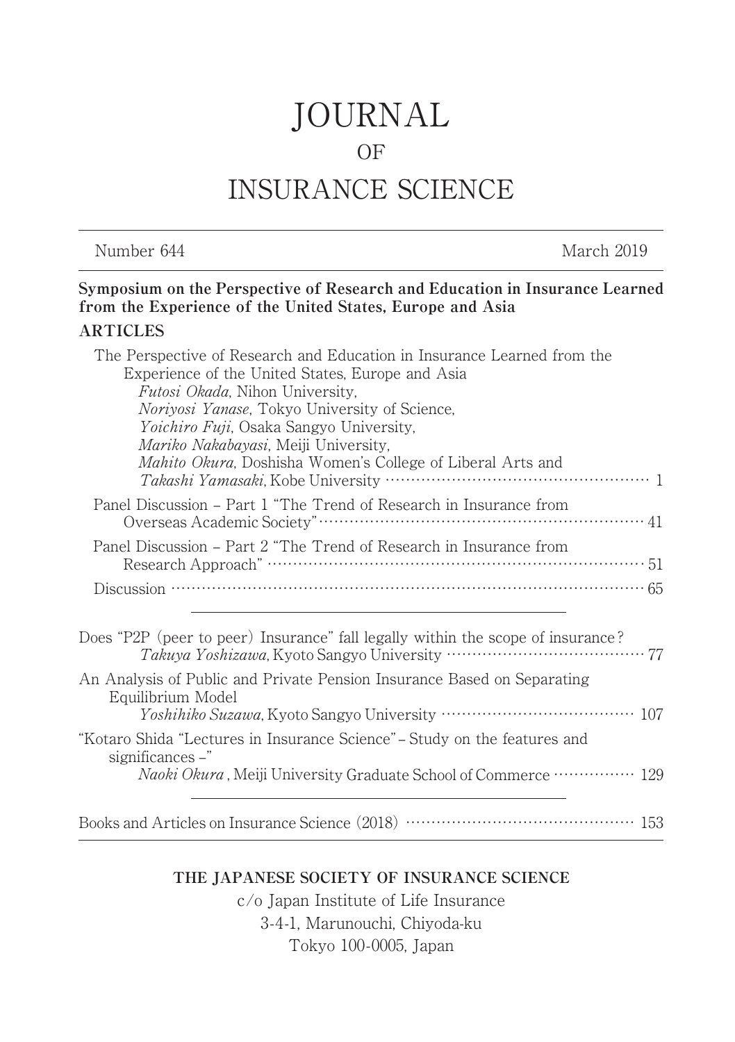# JOURNAL

## OF

# INSURANCE SCIENCE

Number 644 March 2019

**Symposium on the Perspective of Research and Education in Insurance Learned from the Experience of the United States, Europe and Asia**

**ARTICLES**

The Perspective of Research and Education in Insurance Learned from the Experience of the United States, Europe and Asia
*Futosi Okada*, Nihon University,
*Noriyosi Yanase*, Tokyo University of Science,
*Yoichiro Fuji*, Osaka Sangyo University,
*Mariko Nakabayasi*, Meiji University,
*Mahito Okura*, Doshisha Women's College of Liberal Arts and
*Takashi Yamasaki*, Kobe University ……… 1

Panel Discussion – Part 1 "The Trend of Research in Insurance from Overseas Academic Society" ……… 41

Panel Discussion – Part 2 "The Trend of Research in Insurance from Research Approach" ……… 51

Discussion ……… 65

---

Does "P2P (peer to peer) Insurance" fall legally within the scope of insurance?
*Takuya Yoshizawa*, Kyoto Sangyo University ……… 77

An Analysis of Public and Private Pension Insurance Based on Separating Equilibrium Model
*Yoshihiko Suzawa*, Kyoto Sangyo University ……… 107

"Kotaro Shida "Lectures in Insurance Science" – Study on the features and significances –"
*Naoki Okura* , Meiji University Graduate School of Commerce ……… 129

---

Books and Articles on Insurance Science (2018) ……… 153

**THE JAPANESE SOCIETY OF INSURANCE SCIENCE**

c/o Japan Institute of Life Insurance
3-4-1, Marunouchi, Chiyoda-ku
Tokyo 100-0005, Japan